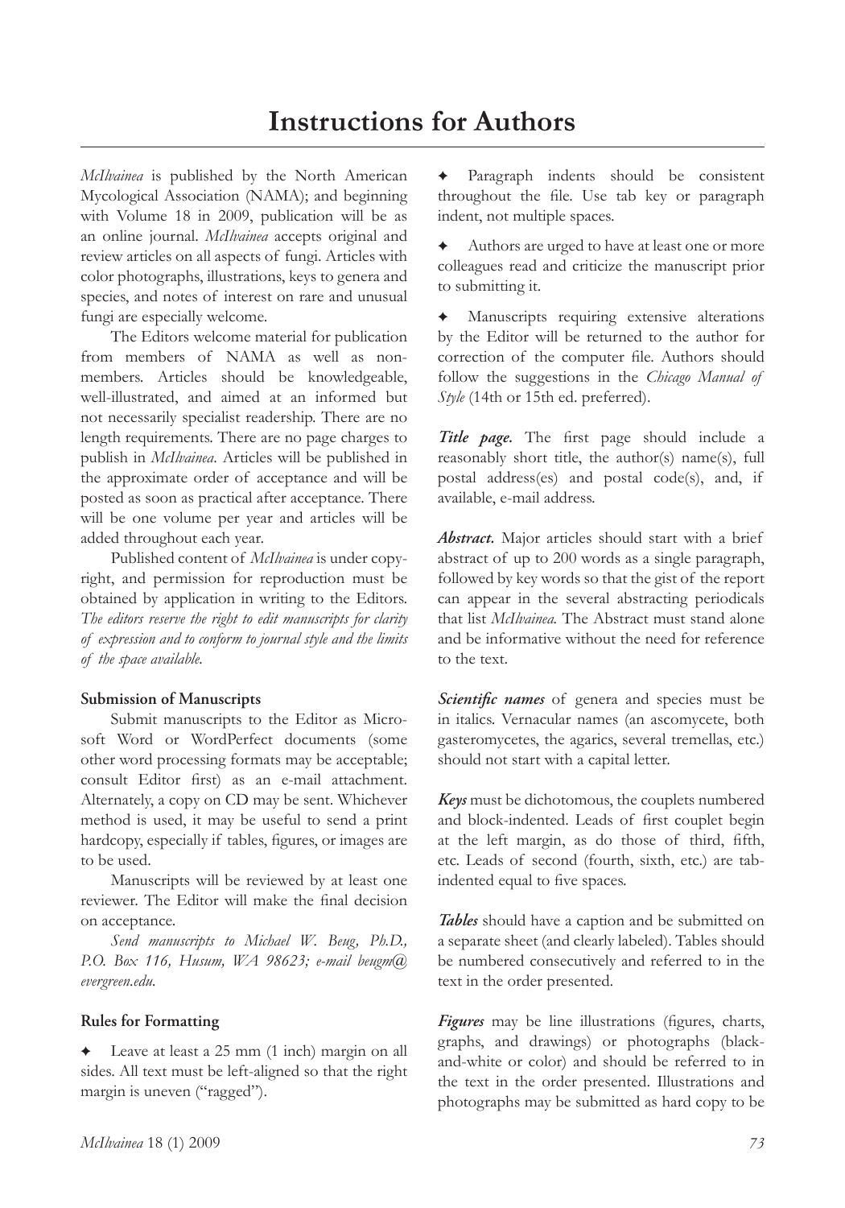# Instructions for Authors

*McIlvainea* is published by the North American Mycological Association (NAMA); and beginning with Volume 18 in 2009, publication will be as an online journal. *McIlvainea* accepts original and review articles on all aspects of fungi. Articles with color photographs, illustrations, keys to genera and species, and notes of interest on rare and unusual fungi are especially welcome.

The Editors welcome material for publication from members of NAMA as well as non-members. Articles should be knowledgeable, well-illustrated, and aimed at an informed but not necessarily specialist readership. There are no length requirements. There are no page charges to publish in *McIlvainea*. Articles will be published in the approximate order of acceptance and will be posted as soon as practical after acceptance. There will be one volume per year and articles will be added throughout each year.

Published content of *McIlvainea* is under copyright, and permission for reproduction must be obtained by application in writing to the Editors. *The editors reserve the right to edit manuscripts for clarity of expression and to conform to journal style and the limits of the space available.*

### Submission of Manuscripts

Submit manuscripts to the Editor as Microsoft Word or WordPerfect documents (some other word processing formats may be acceptable; consult Editor first) as an e-mail attachment. Alternately, a copy on CD may be sent. Whichever method is used, it may be useful to send a print hardcopy, especially if tables, figures, or images are to be used.

Manuscripts will be reviewed by at least one reviewer. The Editor will make the final decision on acceptance.

*Send manuscripts to Michael W. Beug, Ph.D., P.O. Box 116, Husum, WA 98623; e-mail beugm@evergreen.edu.*

### Rules for Formatting

✦ Leave at least a 25 mm (1 inch) margin on all sides. All text must be left-aligned so that the right margin is uneven ("ragged").

✦ Paragraph indents should be consistent throughout the file. Use tab key or paragraph indent, not multiple spaces.

✦ Authors are urged to have at least one or more colleagues read and criticize the manuscript prior to submitting it.

✦ Manuscripts requiring extensive alterations by the Editor will be returned to the author for correction of the computer file. Authors should follow the suggestions in the *Chicago Manual of Style* (14th or 15th ed. preferred).

***Title page.*** The first page should include a reasonably short title, the author(s) name(s), full postal address(es) and postal code(s), and, if available, e-mail address.

***Abstract.*** Major articles should start with a brief abstract of up to 200 words as a single paragraph, followed by key words so that the gist of the report can appear in the several abstracting periodicals that list *McIlvainea.* The Abstract must stand alone and be informative without the need for reference to the text.

***Scientific names*** of genera and species must be in italics. Vernacular names (an ascomycete, both gasteromycetes, the agarics, several tremellas, etc.) should not start with a capital letter.

***Keys*** must be dichotomous, the couplets numbered and block-indented. Leads of first couplet begin at the left margin, as do those of third, fifth, etc. Leads of second (fourth, sixth, etc.) are tab-indented equal to five spaces.

***Tables*** should have a caption and be submitted on a separate sheet (and clearly labeled). Tables should be numbered consecutively and referred to in the text in the order presented.

***Figures*** may be line illustrations (figures, charts, graphs, and drawings) or photographs (black-and-white or color) and should be referred to in the text in the order presented. Illustrations and photographs may be submitted as hard copy to be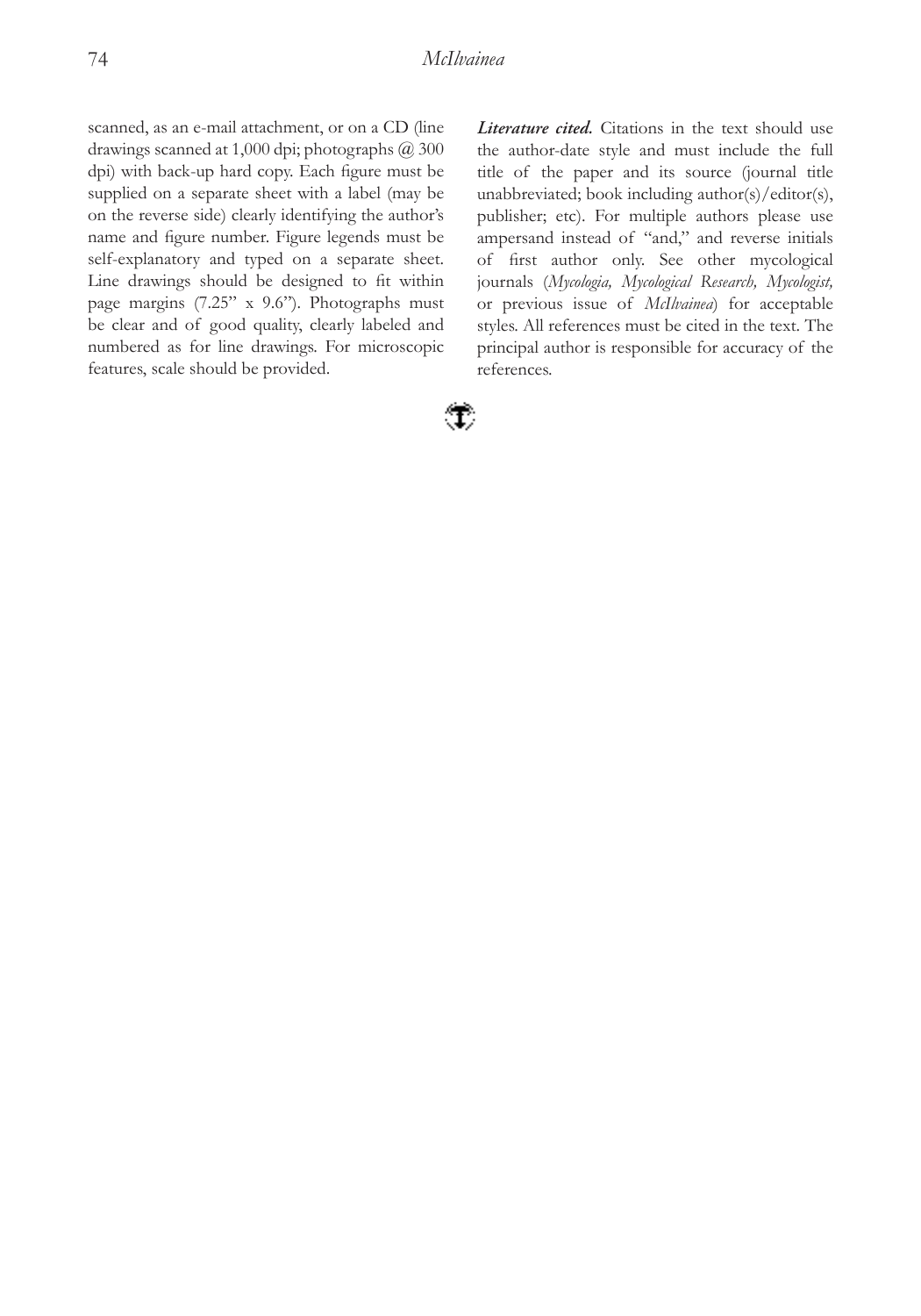scanned, as an e-mail attachment, or on a CD (line drawings scanned at 1,000 dpi; photographs @ 300 dpi) with back-up hard copy. Each figure must be supplied on a separate sheet with a label (may be on the reverse side) clearly identifying the author's name and figure number. Figure legends must be self-explanatory and typed on a separate sheet. Line drawings should be designed to fit within page margins (7.25" x 9.6"). Photographs must be clear and of good quality, clearly labeled and numbered as for line drawings. For microscopic features, scale should be provided.

***Literature cited.*** Citations in the text should use the author-date style and must include the full title of the paper and its source (journal title unabbreviated; book including author(s)/editor(s), publisher; etc). For multiple authors please use ampersand instead of "and," and reverse initials of first author only. See other mycological journals (*Mycologia, Mycological Research, Mycologist,* or previous issue of *McIlvainea*) for acceptable styles. All references must be cited in the text. The principal author is responsible for accuracy of the references.